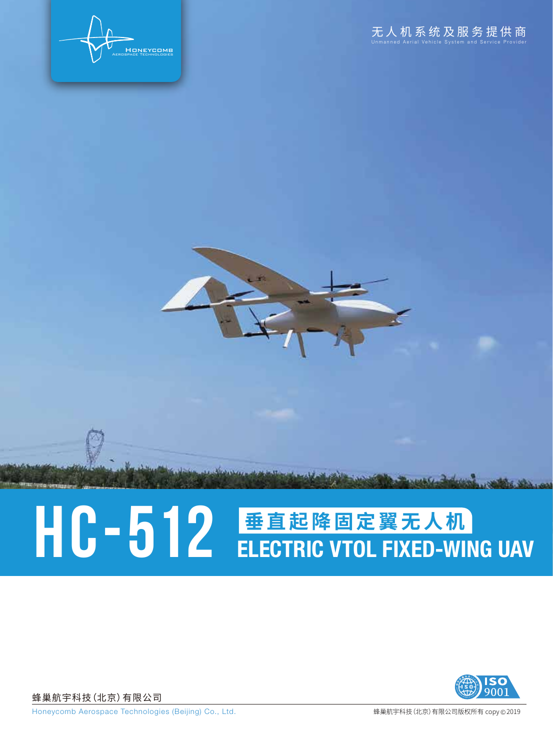HONEYCOMB
AEROSPACE TECHNOLOGIES

无人机系统及服务提供商
Unmanned Aerial Vehicle System and Service Provider

# HC-512

## 垂直起降固定翼无人机
## ELECTRIC VTOL FIXED-WING UAV

ISO 9001

蜂巢航宇科技(北京)有限公司
Honeycomb Aerospace Technologies (Beijing) Co., Ltd.

蜂巢航宇科技(北京)有限公司版权所有 copy©2019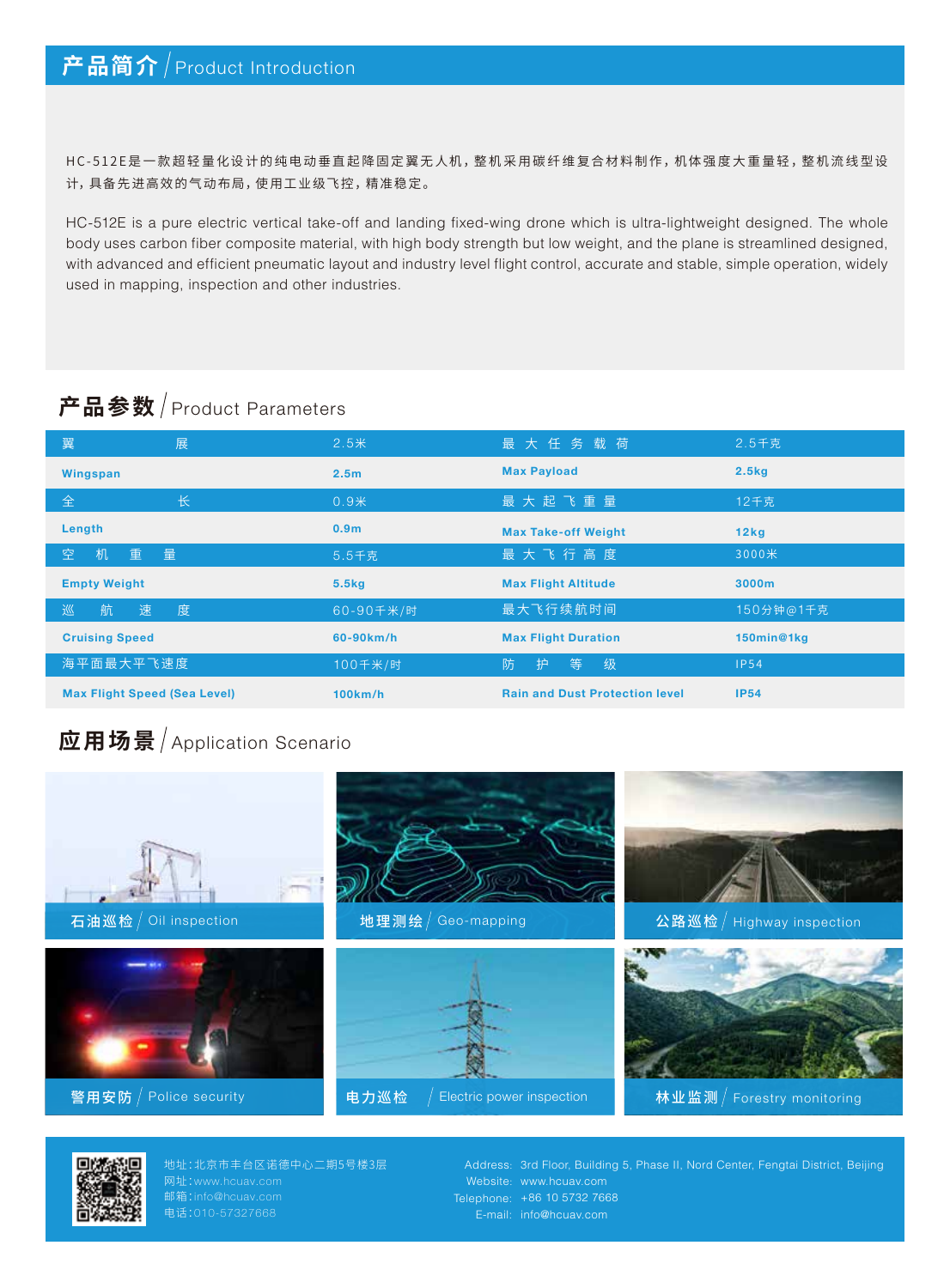## 产品简介 / Product Introduction

HC-512E是一款超轻量化设计的纯电动垂直起降固定翼无人机，整机采用碳纤维复合材料制作，机体强度大重量轻，整机流线型设计，具备先进高效的气动布局，使用工业级飞控，精准稳定。

HC-512E is a pure electric vertical take-off and landing fixed-wing drone which is ultra-lightweight designed. The whole body uses carbon fiber composite material, with high body strength but low weight, and the plane is streamlined designed, with advanced and efficient pneumatic layout and industry level flight control, accurate and stable, simple operation, widely used in mapping, inspection and other industries.

## 产品参数 / Product Parameters

| | | | |
|---|---|---|---|
| 翼　　　　展 | 2.5米 | 最 大 任 务 载 荷 | 2.5千克 |
| **Wingspan** | **2.5m** | **Max Payload** | **2.5kg** |
| 全　　　　长 | 0.9米 | 最 大 起 飞 重 量 | 12千克 |
| **Length** | **0.9m** | **Max Take-off Weight** | **12kg** |
| 空　机　重　量 | 5.5千克 | 最 大 飞 行 高 度 | 3000米 |
| **Empty Weight** | **5.5kg** | **Max Flight Altitude** | **3000m** |
| 巡　航　速　度 | 60-90千米/时 | 最大飞行续航时间 | 150分钟@1千克 |
| **Cruising Speed** | **60-90km/h** | **Max Flight Duration** | **150min@1kg** |
| 海平面最大平飞速度 | 100千米/时 | 防　护　等　级 | IP54 |
| **Max Flight Speed (Sea Level)** | **100km/h** | **Rain and Dust Protection level** | **IP54** |

## 应用场景 / Application Scenario

石油巡检 / Oil inspection

地理测绘 / Geo-mapping

公路巡检 / Highway inspection

警用安防 / Police security

电力巡检 / Electric power inspection

林业监测 / Forestry monitoring

地址：北京市丰台区诺德中心二期5号楼3层
网址：www.hcuav.com
邮箱：info@hcuav.com
电话：010-57327668

Address: 3rd Floor, Building 5, Phase II, Nord Center, Fengtai District, Beijing
Website: www.hcuav.com
Telephone: +86 10 5732 7668
E-mail: info@hcuav.com